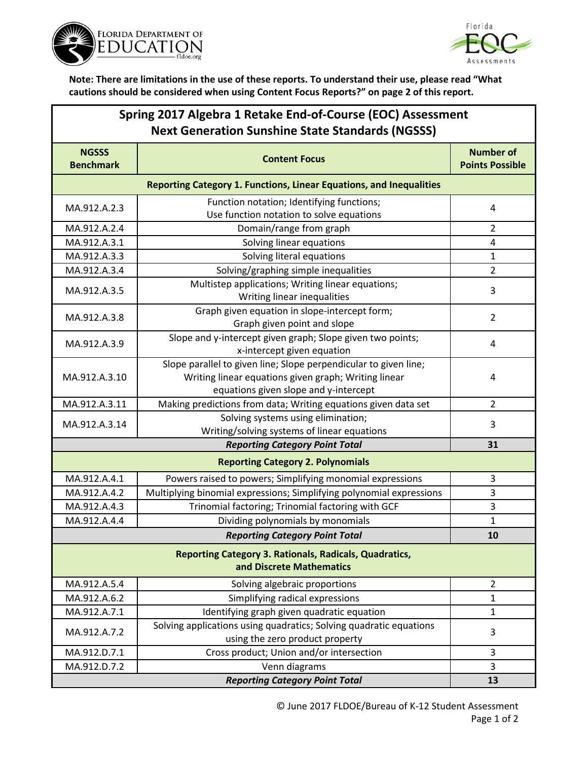**Note: There are limitations in the use of these reports. To understand their use, please read "What cautions should be considered when using Content Focus Reports?" on page 2 of this report.**

# Spring 2017 Algebra 1 Retake End-of-Course (EOC) Assessment
## Next Generation Sunshine State Standards (NGSSS)

| NGSSS Benchmark | Content Focus | Number of Points Possible |
|---|---|---|
| **Reporting Category 1. Functions, Linear Equations, and Inequalities** | | |
| MA.912.A.2.3 | Function notation; Identifying functions; Use function notation to solve equations | 4 |
| MA.912.A.2.4 | Domain/range from graph | 2 |
| MA.912.A.3.1 | Solving linear equations | 4 |
| MA.912.A.3.3 | Solving literal equations | 1 |
| MA.912.A.3.4 | Solving/graphing simple inequalities | 2 |
| MA.912.A.3.5 | Multistep applications; Writing linear equations; Writing linear inequalities | 3 |
| MA.912.A.3.8 | Graph given equation in slope-intercept form; Graph given point and slope | 2 |
| MA.912.A.3.9 | Slope and y-intercept given graph; Slope given two points; x-intercept given equation | 4 |
| MA.912.A.3.10 | Slope parallel to given line; Slope perpendicular to given line; Writing linear equations given graph; Writing linear equations given slope and y-intercept | 4 |
| MA.912.A.3.11 | Making predictions from data; Writing equations given data set | 2 |
| MA.912.A.3.14 | Solving systems using elimination; Writing/solving systems of linear equations | 3 |
| | ***Reporting Category Point Total*** | **31** |
| **Reporting Category 2. Polynomials** | | |
| MA.912.A.4.1 | Powers raised to powers; Simplifying monomial expressions | 3 |
| MA.912.A.4.2 | Multiplying binomial expressions; Simplifying polynomial expressions | 3 |
| MA.912.A.4.3 | Trinomial factoring; Trinomial factoring with GCF | 3 |
| MA.912.A.4.4 | Dividing polynomials by monomials | 1 |
| | ***Reporting Category Point Total*** | **10** |
| **Reporting Category 3. Rationals, Radicals, Quadratics, and Discrete Mathematics** | | |
| MA.912.A.5.4 | Solving algebraic proportions | 2 |
| MA.912.A.6.2 | Simplifying radical expressions | 1 |
| MA.912.A.7.1 | Identifying graph given quadratic equation | 1 |
| MA.912.A.7.2 | Solving applications using quadratics; Solving quadratic equations using the zero product property | 3 |
| MA.912.D.7.1 | Cross product; Union and/or intersection | 3 |
| MA.912.D.7.2 | Venn diagrams | 3 |
| | ***Reporting Category Point Total*** | **13** |

© June 2017 FLDOE/Bureau of K-12 Student Assessment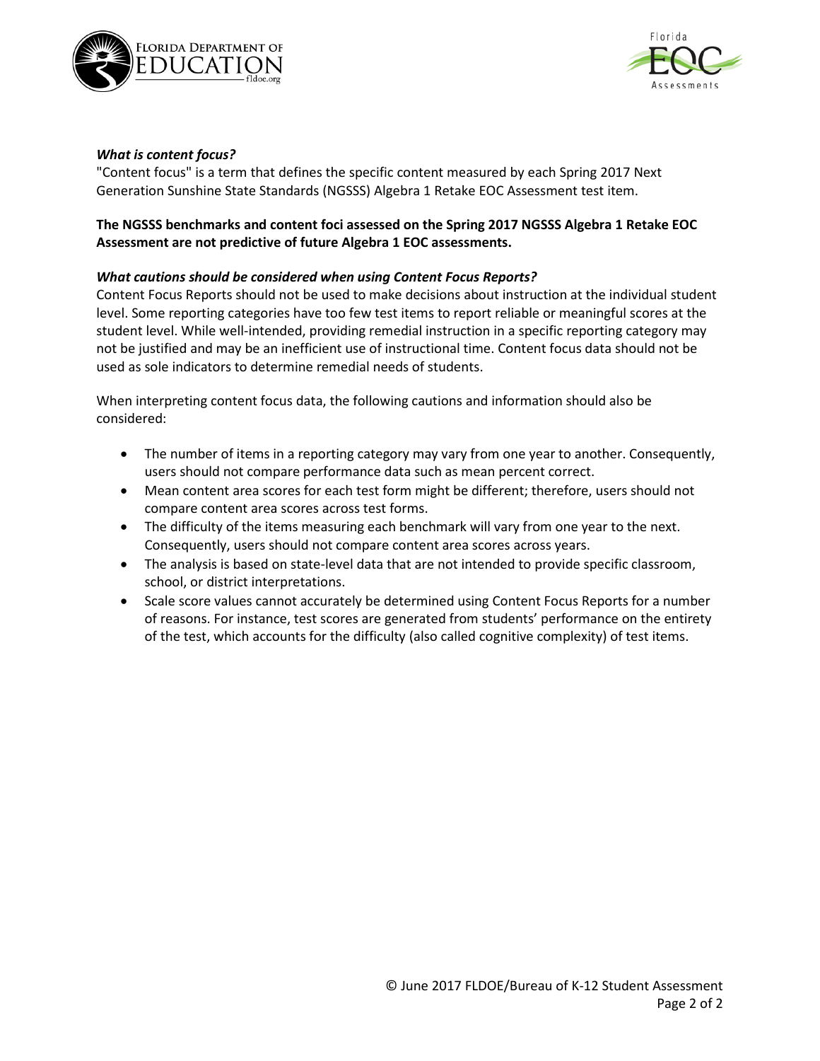***What is content focus?***

"Content focus" is a term that defines the specific content measured by each Spring 2017 Next Generation Sunshine State Standards (NGSSS) Algebra 1 Retake EOC Assessment test item.

**The NGSSS benchmarks and content foci assessed on the Spring 2017 NGSSS Algebra 1 Retake EOC Assessment are not predictive of future Algebra 1 EOC assessments.**

***What cautions should be considered when using Content Focus Reports?***

Content Focus Reports should not be used to make decisions about instruction at the individual student level. Some reporting categories have too few test items to report reliable or meaningful scores at the student level. While well-intended, providing remedial instruction in a specific reporting category may not be justified and may be an inefficient use of instructional time. Content focus data should not be used as sole indicators to determine remedial needs of students.

When interpreting content focus data, the following cautions and information should also be considered:

- The number of items in a reporting category may vary from one year to another. Consequently, users should not compare performance data such as mean percent correct.
- Mean content area scores for each test form might be different; therefore, users should not compare content area scores across test forms.
- The difficulty of the items measuring each benchmark will vary from one year to the next. Consequently, users should not compare content area scores across years.
- The analysis is based on state-level data that are not intended to provide specific classroom, school, or district interpretations.
- Scale score values cannot accurately be determined using Content Focus Reports for a number of reasons. For instance, test scores are generated from students' performance on the entirety of the test, which accounts for the difficulty (also called cognitive complexity) of test items.

© June 2017 FLDOE/Bureau of K-12 Student Assessment